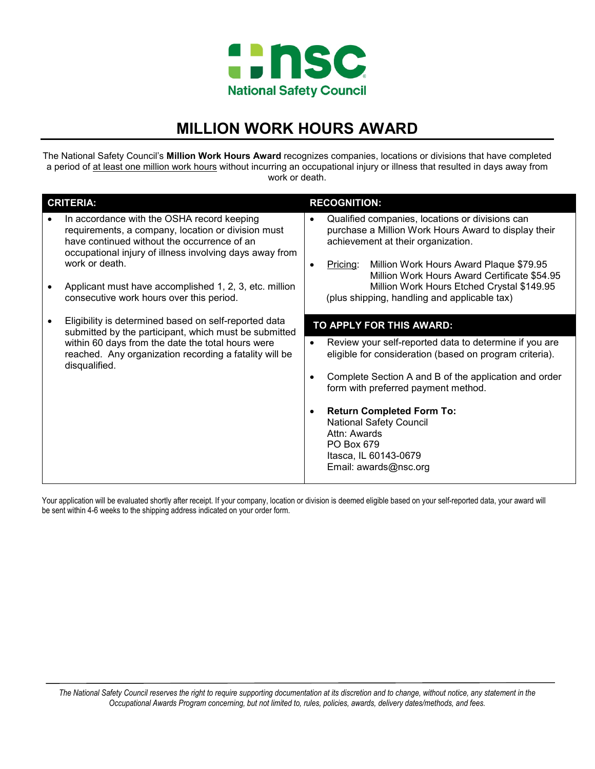National Safety Council

# MILLION WORK HOURS AWARD

The National Safety Council's **Million Work Hours Award** recognizes companies, locations or divisions that have completed a period of at least one million work hours without incurring an occupational injury or illness that resulted in days away from work or death.

## CRITERIA:

- In accordance with the OSHA record keeping requirements, a company, location or division must have continued without the occurrence of an occupational injury of illness involving days away from work or death.
- Applicant must have accomplished 1, 2, 3, etc. million consecutive work hours over this period.
- Eligibility is determined based on self-reported data submitted by the participant, which must be submitted within 60 days from the date the total hours were reached. Any organization recording a fatality will be disqualified.

## RECOGNITION:

- Qualified companies, locations or divisions can purchase a Million Work Hours Award to display their achievement at their organization.
- Pricing: Million Work Hours Award Plaque $79.95
  Million Work Hours Award Certificate $54.95
  Million Work Hours Etched Crystal $149.95
  (plus shipping, handling and applicable tax)

## TO APPLY FOR THIS AWARD:

- Review your self-reported data to determine if you are eligible for consideration (based on program criteria).
- Complete Section A and B of the application and order form with preferred payment method.
- **Return Completed Form To:**
  National Safety Council
  Attn: Awards
  PO Box 679
  Itasca, IL 60143-0679
  Email: awards@nsc.org

Your application will be evaluated shortly after receipt. If your company, location or division is deemed eligible based on your self-reported data, your award will be sent within 4-6 weeks to the shipping address indicated on your order form.

*The National Safety Council reserves the right to require supporting documentation at its discretion and to change, without notice, any statement in the Occupational Awards Program concerning, but not limited to, rules, policies, awards, delivery dates/methods, and fees.*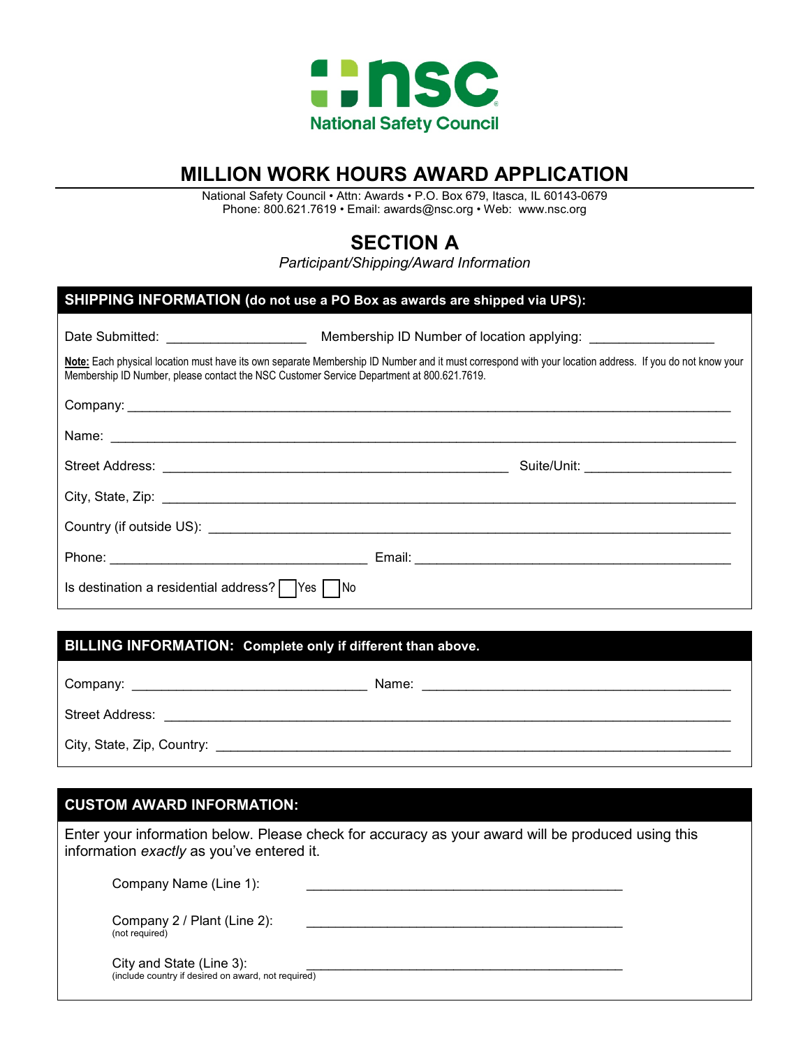**National Safety Council**

# MILLION WORK HOURS AWARD APPLICATION

National Safety Council • Attn: Awards • P.O. Box 679, Itasca, IL 60143-0679
Phone: 800.621.7619 • Email: awards@nsc.org • Web: www.nsc.org

## SECTION A

*Participant/Shipping/Award Information*

### SHIPPING INFORMATION (do not use a PO Box as awards are shipped via UPS):

Date Submitted: ____________________ Membership ID Number of location applying: __________________

**Note:** Each physical location must have its own separate Membership ID Number and it must correspond with your location address. If you do not know your Membership ID Number, please contact the NSC Customer Service Department at 800.621.7619.

Company: ______________________________________________________________________________

Name: ________________________________________________________________________________

Street Address: ________________________________________________ Suite/Unit: ____________________

City, State, Zip: ________________________________________________________________________

Country (if outside US): __________________________________________________________________

Phone: ___________________________________ Email: ___________________________________________

Is destination a residential address? ☐ Yes ☐ No

### BILLING INFORMATION: Complete only if different than above.

Company: ________________________________ Name: ___________________________________________

Street Address: _________________________________________________________________________

City, State, Zip, Country: _______________________________________________________________

### CUSTOM AWARD INFORMATION:

Enter your information below. Please check for accuracy as your award will be produced using this information *exactly* as you've entered it.

Company Name (Line 1): ___________________________________________

Company 2 / Plant (Line 2): ___________________________________________
(not required)

City and State (Line 3): ___________________________________________
(include country if desired on award, not required)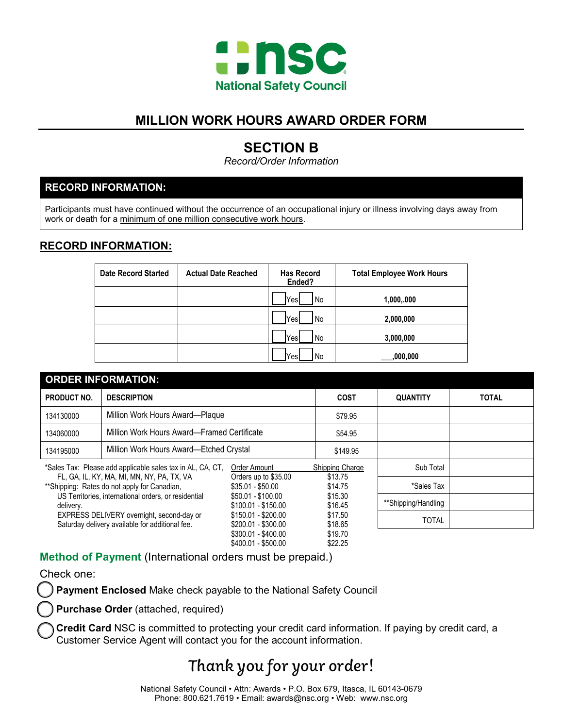nsc
National Safety Council

# MILLION WORK HOURS AWARD ORDER FORM

## SECTION B

*Record/Order Information*

### RECORD INFORMATION:

Participants must have continued without the occurrence of an occupational injury or illness involving days away from work or death for a minimum of one million consecutive work hours.

### RECORD INFORMATION:

| Date Record Started | Actual Date Reached | Has Record Ended? | Total Employee Work Hours |
|---|---|---|---|
| | | ☐ Yes ☐ No | 1,000,.000 |
| | | ☐ Yes ☐ No | 2,000,000 |
| | | ☐ Yes ☐ No | 3,000,000 |
| | | ☐ Yes ☐ No | ___,000,000 |

### ORDER INFORMATION:

| PRODUCT NO. | DESCRIPTION | COST | QUANTITY | TOTAL |
|---|---|---|---|---|
| 134130000 | Million Work Hours Award—Plaque | $79.95 | | |
| 134060000 | Million Work Hours Award—Framed Certificate | $54.95 | | |
| 134195000 | Million Work Hours Award—Etched Crystal | $149.95 | | |

*Sales Tax: Please add applicable sales tax in AL, CA, CT, FL, GA, IL, KY, MA, MI, MN, NY, PA, TX, VA

**Shipping: Rates do not apply for Canadian, US Territories, international orders, or residential delivery. EXPRESS DELIVERY overnight, second-day or Saturday delivery available for additional fee.

| Order Amount | Shipping Charge |
|---|---|
| Orders up to $35.00 | $13.75 |
| $35.01 - $50.00 | $14.75 |
| $50.01 - $100.00 | $15.30 |
| $100.01 - $150.00 | $16.45 |
| $150.01 - $200.00 | $17.50 |
| $200.01 - $300.00 | $18.65 |
| $300.01 - $400.00 | $19.70 |
| $400.01 - $500.00 | $22.25 |

| | |
|---|---|
| Sub Total | |
| *Sales Tax | |
| **Shipping/Handling | |
| TOTAL | |

**Method of Payment** (International orders must be prepaid.)

Check one:

◯ **Payment Enclosed** Make check payable to the National Safety Council

◯ **Purchase Order** (attached, required)

◯ **Credit Card** NSC is committed to protecting your credit card information. If paying by credit card, a Customer Service Agent will contact you for the account information.

*Thank you for your order!*

National Safety Council • Attn: Awards • P.O. Box 679, Itasca, IL 60143-0679
Phone: 800.621.7619 • Email: awards@nsc.org • Web: www.nsc.org